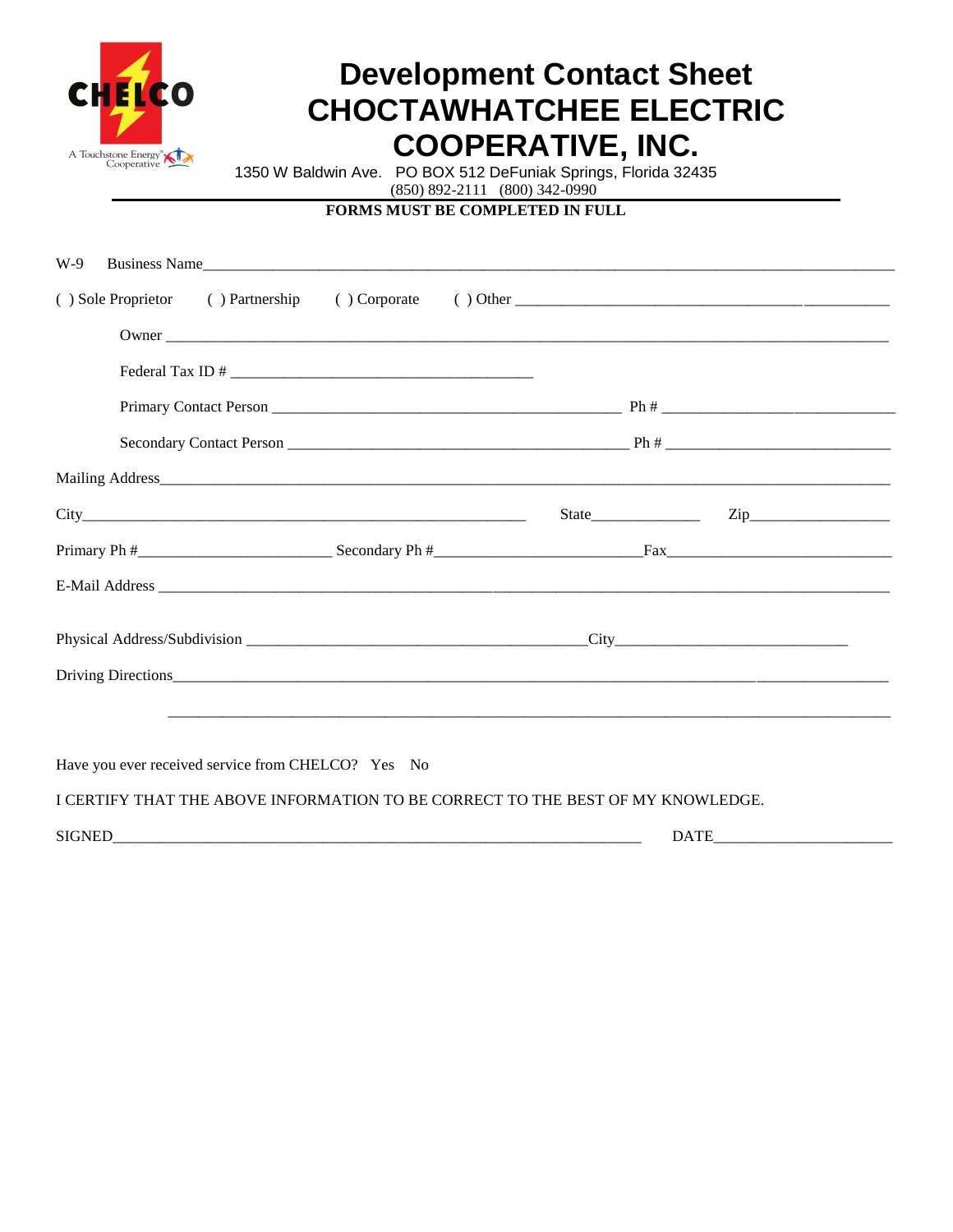CHELCO

A Touchstone Energy Cooperative

# Development Contact Sheet
# CHOCTAWHATCHEE ELECTRIC COOPERATIVE, INC.

1350 W Baldwin Ave. PO BOX 512 DeFuniak Springs, Florida 32435
(850) 892-2111 (800) 342-0990

**FORMS MUST BE COMPLETED IN FULL**

W-9 Business Name_______________________________________________

( ) Sole Proprietor ( ) Partnership ( ) Corporate ( ) Other ______________________

Owner _______________________________________________

Federal Tax ID # ______________________

Primary Contact Person ______________________ Ph # ______________________

Secondary Contact Person ______________________ Ph # ______________________

Mailing Address_______________________________________________

City______________________ State__________ Zip__________

Primary Ph #______________ Secondary Ph #______________ Fax______________

E-Mail Address _______________________________________________

Physical Address/Subdivision ______________________ City______________________

Driving Directions_______________________________________________

_______________________________________________

Have you ever received service from CHELCO? Yes No

I CERTIFY THAT THE ABOVE INFORMATION TO BE CORRECT TO THE BEST OF MY KNOWLEDGE.

SIGNED______________________________ DATE______________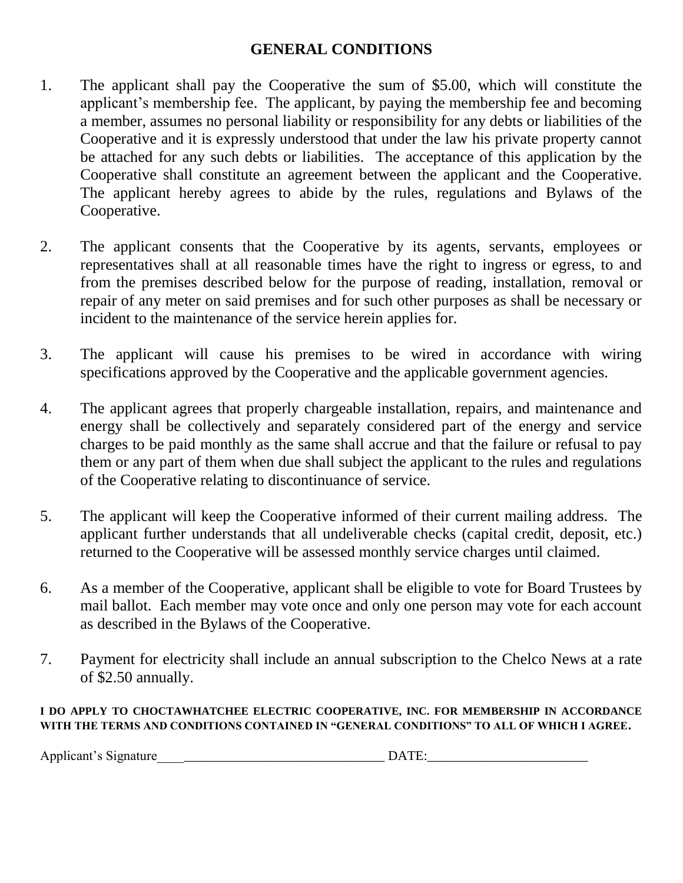# GENERAL CONDITIONS

1. The applicant shall pay the Cooperative the sum of $5.00, which will constitute the applicant's membership fee. The applicant, by paying the membership fee and becoming a member, assumes no personal liability or responsibility for any debts or liabilities of the Cooperative and it is expressly understood that under the law his private property cannot be attached for any such debts or liabilities. The acceptance of this application by the Cooperative shall constitute an agreement between the applicant and the Cooperative. The applicant hereby agrees to abide by the rules, regulations and Bylaws of the Cooperative.

2. The applicant consents that the Cooperative by its agents, servants, employees or representatives shall at all reasonable times have the right to ingress or egress, to and from the premises described below for the purpose of reading, installation, removal or repair of any meter on said premises and for such other purposes as shall be necessary or incident to the maintenance of the service herein applies for.

3. The applicant will cause his premises to be wired in accordance with wiring specifications approved by the Cooperative and the applicable government agencies.

4. The applicant agrees that properly chargeable installation, repairs, and maintenance and energy shall be collectively and separately considered part of the energy and service charges to be paid monthly as the same shall accrue and that the failure or refusal to pay them or any part of them when due shall subject the applicant to the rules and regulations of the Cooperative relating to discontinuance of service.

5. The applicant will keep the Cooperative informed of their current mailing address. The applicant further understands that all undeliverable checks (capital credit, deposit, etc.) returned to the Cooperative will be assessed monthly service charges until claimed.

6. As a member of the Cooperative, applicant shall be eligible to vote for Board Trustees by mail ballot. Each member may vote once and only one person may vote for each account as described in the Bylaws of the Cooperative.

7. Payment for electricity shall include an annual subscription to the Chelco News at a rate of $2.50 annually.

**I DO APPLY TO CHOCTAWHATCHEE ELECTRIC COOPERATIVE, INC. FOR MEMBERSHIP IN ACCORDANCE WITH THE TERMS AND CONDITIONS CONTAINED IN "GENERAL CONDITIONS" TO ALL OF WHICH I AGREE.**

Applicant's Signature__________________________________ DATE:________________________